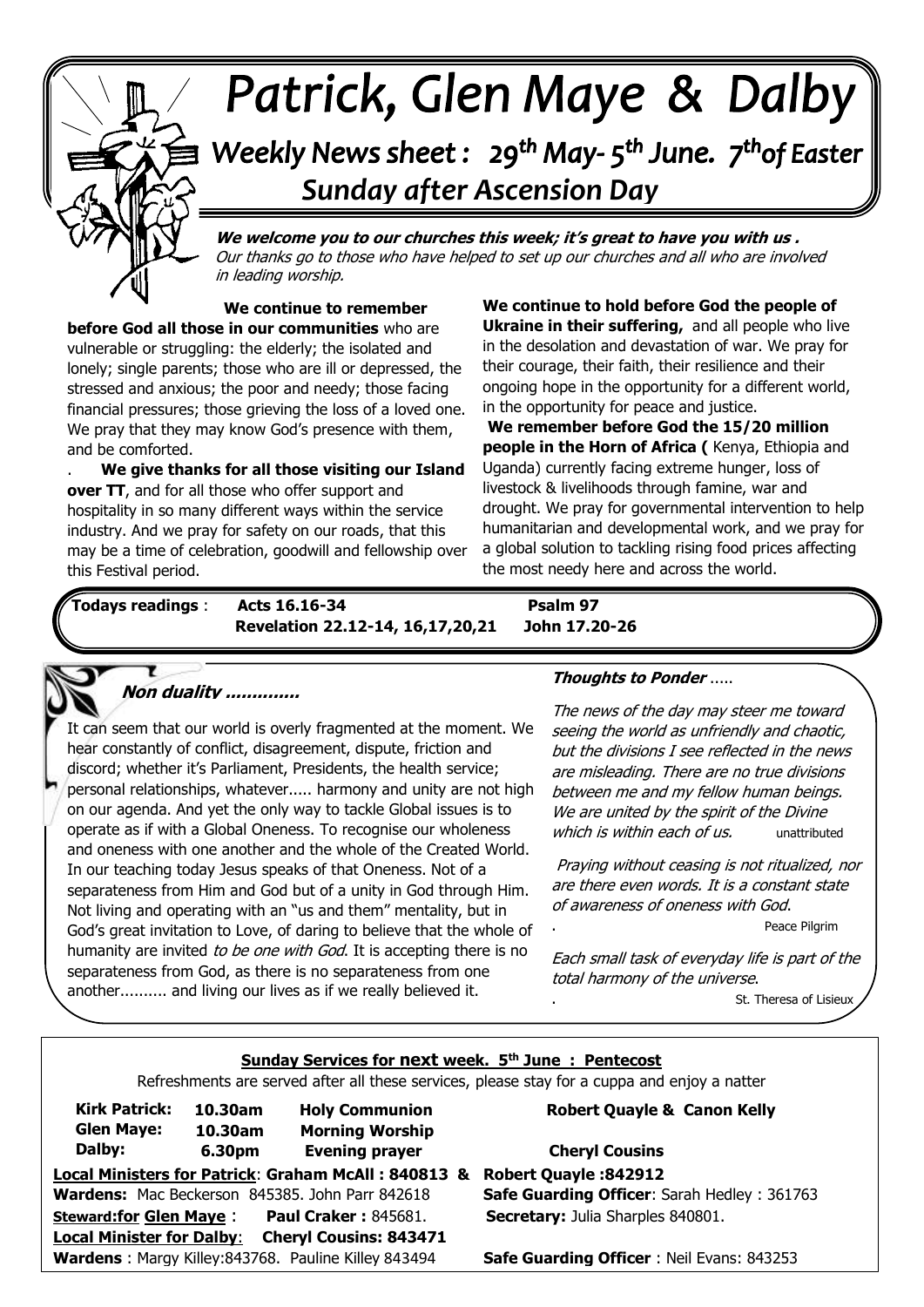# Patrick, Glen Maye & Dalby

## Weekly News sheet : 29th May- 5th June. 7th of Easter Sunday after Ascension Day

***We welcome you to our churches this week; it's great to have you with us .*** *Our thanks go to those who have helped to set up our churches and all who are involved in leading worship.*

**We continue to remember before God all those in our communities** who are vulnerable or struggling: the elderly; the isolated and lonely; single parents; those who are ill or depressed, the stressed and anxious; the poor and needy; those facing financial pressures; those grieving the loss of a loved one. We pray that they may know God's presence with them, and be comforted.

**We give thanks for all those visiting our Island over TT**, and for all those who offer support and hospitality in so many different ways within the service industry. And we pray for safety on our roads, that this may be a time of celebration, goodwill and fellowship over this Festival period.

**We continue to hold before God the people of Ukraine in their suffering,** and all people who live in the desolation and devastation of war. We pray for their courage, their faith, their resilience and their ongoing hope in the opportunity for a different world, in the opportunity for peace and justice.

**We remember before God the 15/20 million people in the Horn of Africa (** Kenya, Ethiopia and Uganda) currently facing extreme hunger, loss of livestock & livelihoods through famine, war and drought. We pray for governmental intervention to help humanitarian and developmental work, and we pray for a global solution to tackling rising food prices affecting the most needy here and across the world.

**Todays readings** : **Acts 16.16-34** **Psalm 97**
**Revelation 22.12-14, 16,17,20,21** **John 17.20-26**

### *Non duality .............*

It can seem that our world is overly fragmented at the moment. We hear constantly of conflict, disagreement, dispute, friction and discord; whether it's Parliament, Presidents, the health service; personal relationships, whatever..... harmony and unity are not high on our agenda. And yet the only way to tackle Global issues is to operate as if with a Global Oneness. To recognise our wholeness and oneness with one another and the whole of the Created World. In our teaching today Jesus speaks of that Oneness. Not of a separateness from Him and God but of a unity in God through Him. Not living and operating with an "us and them" mentality, but in God's great invitation to Love, of daring to believe that the whole of humanity are invited *to be one with God*. It is accepting there is no separateness from God, as there is no separateness from one another.......... and living our lives as if we really believed it.

### *Thoughts to Ponder .....*

*The news of the day may steer me toward seeing the world as unfriendly and chaotic, but the divisions I see reflected in the news are misleading. There are no true divisions between me and my fellow human beings. We are united by the spirit of the Divine which is within each of us.* unattributed

*Praying without ceasing is not ritualized, nor are there even words. It is a constant state of awareness of oneness with God.*
Peace Pilgrim

*Each small task of everyday life is part of the total harmony of the universe.*
St. Theresa of Lisieux

**Sunday Services for next week. 5th June : Pentecost**

Refreshments are served after all these services, please stay for a cuppa and enjoy a natter

| | | | |
|---|---|---|---|
| **Kirk Patrick:** | **10.30am** | **Holy Communion** | **Robert Quayle & Canon Kelly** |
| **Glen Maye:** | **10.30am** | **Morning Worship** | |
| **Dalby:** | **6.30pm** | **Evening prayer** | **Cheryl Cousins** |

**Local Ministers for Patrick**: **Graham McAll : 840813 & Robert Quayle :842912**
**Wardens:** Mac Beckerson 845385. John Parr 842618
**Safe Guarding Officer**: Sarah Hedley : 361763
**Steward:for Glen Maye** : **Paul Craker :** 845681.
**Secretary:** Julia Sharples 840801.
**Local Minister for Dalby**: **Cheryl Cousins: 843471**
**Wardens** : Margy Killey:843768. Pauline Killey 843494
**Safe Guarding Officer** : Neil Evans: 843253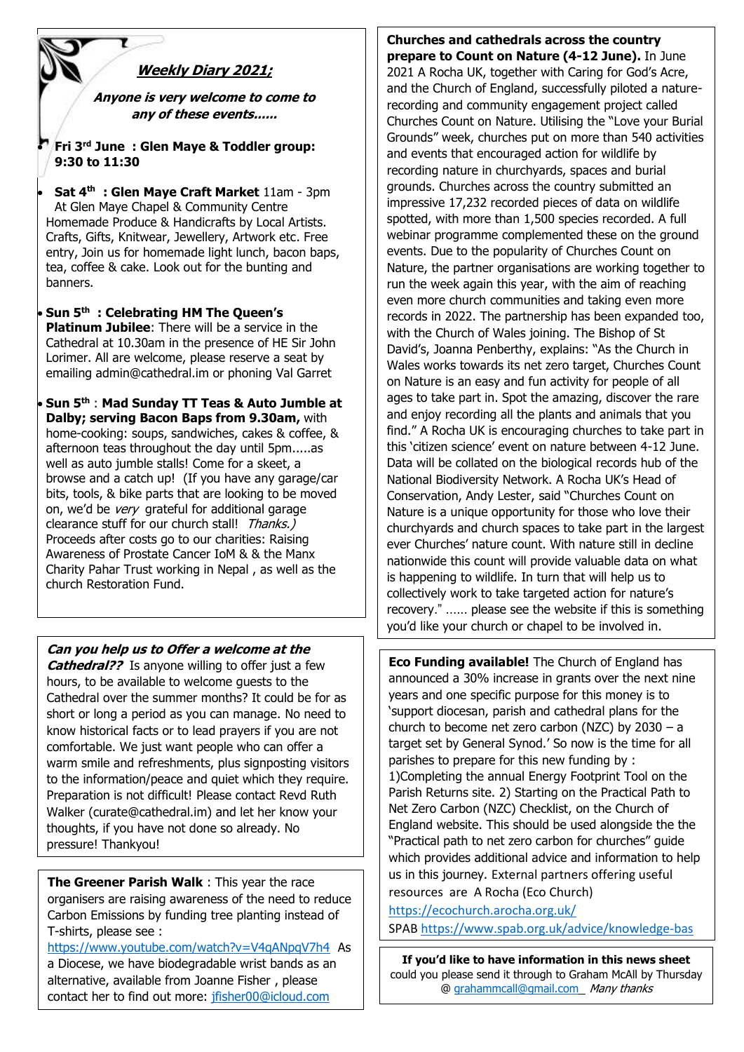## *Weekly Diary 2021;*

***Anyone is very welcome to come to any of these events……***

- **Fri 3rd June : Glen Maye & Toddler group: 9:30 to 11:30**

- **Sat 4th : Glen Maye Craft Market** 11am - 3pm At Glen Maye Chapel & Community Centre Homemade Produce & Handicrafts by Local Artists. Crafts, Gifts, Knitwear, Jewellery, Artwork etc. Free entry, Join us for homemade light lunch, bacon baps, tea, coffee & cake. Look out for the bunting and banners.

- **Sun 5th : Celebrating HM The Queen's Platinum Jubilee**: There will be a service in the Cathedral at 10.30am in the presence of HE Sir John Lorimer. All are welcome, please reserve a seat by emailing admin@cathedral.im or phoning Val Garret

- **Sun 5th** : **Mad Sunday TT Teas & Auto Jumble at Dalby; serving Bacon Baps from 9.30am,** with home-cooking: soups, sandwiches, cakes & coffee, & afternoon teas throughout the day until 5pm.....as well as auto jumble stalls! Come for a skeet, a browse and a catch up! (If you have any garage/car bits, tools, & bike parts that are looking to be moved on, we'd be *very* grateful for additional garage clearance stuff for our church stall! *Thanks.)* Proceeds after costs go to our charities: Raising Awareness of Prostate Cancer IoM & & the Manx Charity Pahar Trust working in Nepal , as well as the church Restoration Fund.

***Can you help us to Offer a welcome at the Cathedral??*** Is anyone willing to offer just a few hours, to be available to welcome guests to the Cathedral over the summer months? It could be for as short or long a period as you can manage. No need to know historical facts or to lead prayers if you are not comfortable. We just want people who can offer a warm smile and refreshments, plus signposting visitors to the information/peace and quiet which they require. Preparation is not difficult! Please contact Revd Ruth Walker (curate@cathedral.im) and let her know your thoughts, if you have not done so already. No pressure! Thankyou!

**The Greener Parish Walk** : This year the race organisers are raising awareness of the need to reduce Carbon Emissions by funding tree planting instead of T-shirts, please see : https://www.youtube.com/watch?v=V4qANpqV7h4 As a Diocese, we have biodegradable wrist bands as an alternative, available from Joanne Fisher , please contact her to find out more: jfisher00@icloud.com

**Churches and cathedrals across the country prepare to Count on Nature (4-12 June).** In June 2021 A Rocha UK, together with Caring for God's Acre, and the Church of England, successfully piloted a nature-recording and community engagement project called Churches Count on Nature. Utilising the "Love your Burial Grounds" week, churches put on more than 540 activities and events that encouraged action for wildlife by recording nature in churchyards, spaces and burial grounds. Churches across the country submitted an impressive 17,232 recorded pieces of data on wildlife spotted, with more than 1,500 species recorded. A full webinar programme complemented these on the ground events. Due to the popularity of Churches Count on Nature, the partner organisations are working together to run the week again this year, with the aim of reaching even more church communities and taking even more records in 2022. The partnership has been expanded too, with the Church of Wales joining. The Bishop of St David's, Joanna Penberthy, explains: "As the Church in Wales works towards its net zero target, Churches Count on Nature is an easy and fun activity for people of all ages to take part in. Spot the amazing, discover the rare and enjoy recording all the plants and animals that you find." A Rocha UK is encouraging churches to take part in this 'citizen science' event on nature between 4-12 June. Data will be collated on the biological records hub of the National Biodiversity Network. A Rocha UK's Head of Conservation, Andy Lester, said "Churches Count on Nature is a unique opportunity for those who love their churchyards and church spaces to take part in the largest ever Churches' nature count. With nature still in decline nationwide this count will provide valuable data on what is happening to wildlife. In turn that will help us to collectively work to take targeted action for nature's recovery." …… please see the website if this is something you'd like your church or chapel to be involved in.

**Eco Funding available!** The Church of England has announced a 30% increase in grants over the next nine years and one specific purpose for this money is to 'support diocesan, parish and cathedral plans for the church to become net zero carbon (NZC) by 2030 – a target set by General Synod.' So now is the time for all parishes to prepare for this new funding by : 1)Completing the annual Energy Footprint Tool on the Parish Returns site. 2) Starting on the Practical Path to Net Zero Carbon (NZC) Checklist, on the Church of England website. This should be used alongside the the "Practical path to net zero carbon for churches" guide which provides additional advice and information to help us in this journey. External partners offering useful resources are A Rocha (Eco Church) https://ecochurch.arocha.org.uk/ SPAB https://www.spab.org.uk/advice/knowledge-bas

**If you'd like to have information in this news sheet** could you please send it through to Graham McAll by Thursday @ grahammcall@gmail.com *Many thanks*